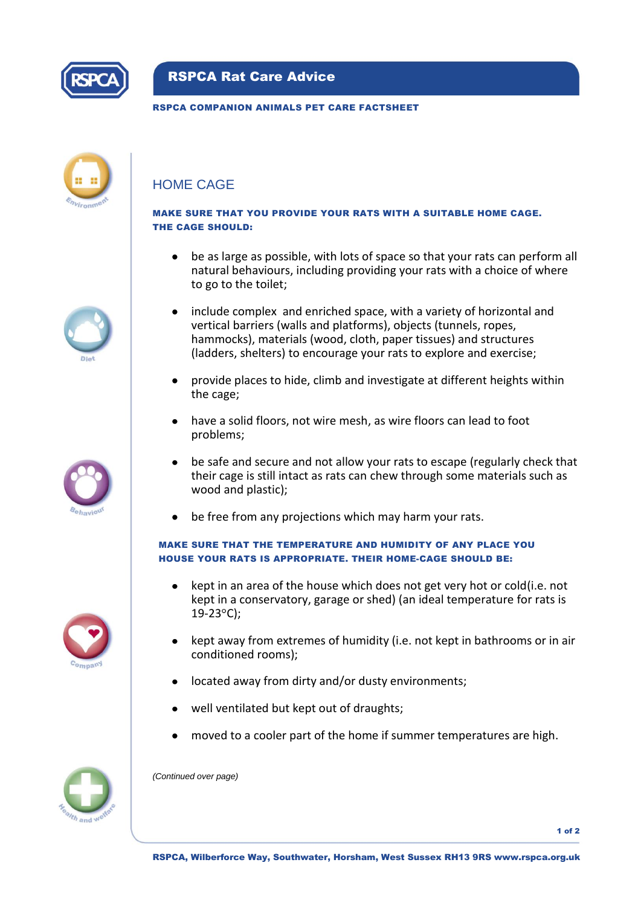# RSPCA Rat Care Advice

**RSPCA COMPANION ANIMALS PET CARE FACTSHEET**

## HOME CAGE

**MAKE SURE THAT YOU PROVIDE YOUR RATS WITH A SUITABLE HOME CAGE. THE CAGE SHOULD:**

- be as large as possible, with lots of space so that your rats can perform all natural behaviours, including providing your rats with a choice of where to go to the toilet;
- include complex and enriched space, with a variety of horizontal and vertical barriers (walls and platforms), objects (tunnels, ropes, hammocks), materials (wood, cloth, paper tissues) and structures (ladders, shelters) to encourage your rats to explore and exercise;
- provide places to hide, climb and investigate at different heights within the cage;
- have a solid floors, not wire mesh, as wire floors can lead to foot problems;
- be safe and secure and not allow your rats to escape (regularly check that their cage is still intact as rats can chew through some materials such as wood and plastic);
- be free from any projections which may harm your rats.

**MAKE SURE THAT THE TEMPERATURE AND HUMIDITY OF ANY PLACE YOU HOUSE YOUR RATS IS APPROPRIATE. THEIR HOME-CAGE SHOULD BE:**

- kept in an area of the house which does not get very hot or cold(i.e. not kept in a conservatory, garage or shed) (an ideal temperature for rats is 19-23°C);
- kept away from extremes of humidity (i.e. not kept in bathrooms or in air conditioned rooms);
- located away from dirty and/or dusty environments;
- well ventilated but kept out of draughts;
- moved to a cooler part of the home if summer temperatures are high.

*(Continued over page)*

**RSPCA, Wilberforce Way, Southwater, Horsham, West Sussex RH13 9RS www.rspca.org.uk**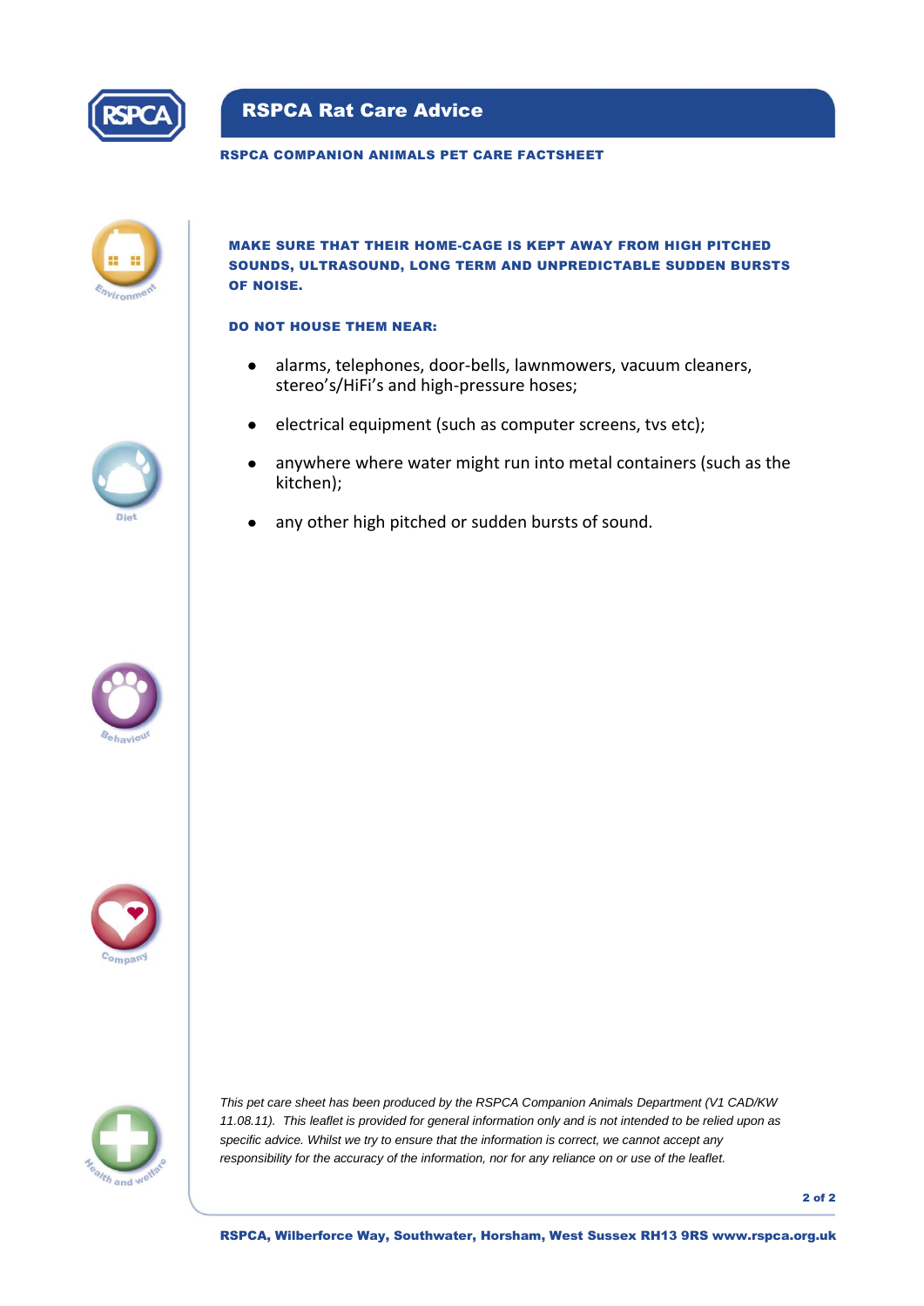# RSPCA Rat Care Advice

**RSPCA COMPANION ANIMALS PET CARE FACTSHEET**

**MAKE SURE THAT THEIR HOME-CAGE IS KEPT AWAY FROM HIGH PITCHED SOUNDS, ULTRASOUND, LONG TERM AND UNPREDICTABLE SUDDEN BURSTS OF NOISE.**

**DO NOT HOUSE THEM NEAR:**

- alarms, telephones, door-bells, lawnmowers, vacuum cleaners, stereo's/HiFi's and high-pressure hoses;
- electrical equipment (such as computer screens, tvs etc);
- anywhere where water might run into metal containers (such as the kitchen);
- any other high pitched or sudden bursts of sound.

*This pet care sheet has been produced by the RSPCA Companion Animals Department (V1 CAD/KW 11.08.11). This leaflet is provided for general information only and is not intended to be relied upon as specific advice. Whilst we try to ensure that the information is correct, we cannot accept any responsibility for the accuracy of the information, nor for any reliance on or use of the leaflet.*

**RSPCA, Wilberforce Way, Southwater, Horsham, West Sussex RH13 9RS www.rspca.org.uk**